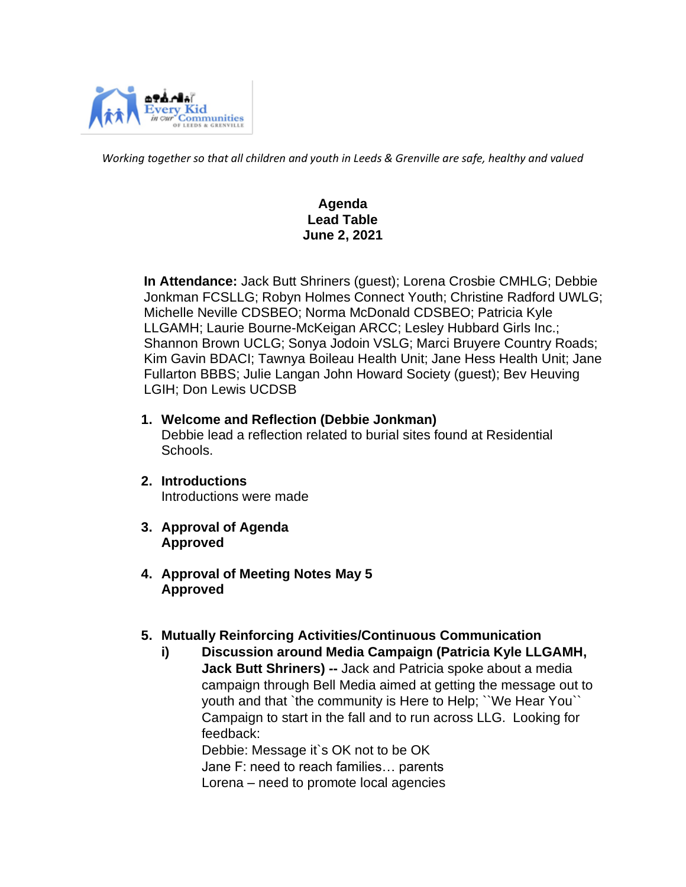*Working together so that all children and youth in Leeds & Grenville are safe, healthy and valued*

**Agenda**
**Lead Table**
**June 2, 2021**

**In Attendance:** Jack Butt Shriners (guest); Lorena Crosbie CMHLG; Debbie Jonkman FCSLLG; Robyn Holmes Connect Youth; Christine Radford UWLG; Michelle Neville CDSBEO; Norma McDonald CDSBEO; Patricia Kyle LLGAMH; Laurie Bourne-McKeigan ARCC; Lesley Hubbard Girls Inc.; Shannon Brown UCLG; Sonya Jodoin VSLG; Marci Bruyere Country Roads; Kim Gavin BDACI; Tawnya Boileau Health Unit; Jane Hess Health Unit; Jane Fullarton BBBS; Julie Langan John Howard Society (guest); Bev Heuving LGIH; Don Lewis UCDSB

1. **Welcome and Reflection (Debbie Jonkman)**
   Debbie lead a reflection related to burial sites found at Residential Schools.

2. **Introductions**
   Introductions were made

3. **Approval of Agenda**
   **Approved**

4. **Approval of Meeting Notes May 5**
   **Approved**

5. **Mutually Reinforcing Activities/Continuous Communication**
   i) **Discussion around Media Campaign (Patricia Kyle LLGAMH, Jack Butt Shriners) --** Jack and Patricia spoke about a media campaign through Bell Media aimed at getting the message out to youth and that `the community is Here to Help; ``We Hear You`` Campaign to start in the fall and to run across LLG. Looking for feedback:
   Debbie: Message it`s OK not to be OK
   Jane F: need to reach families… parents
   Lorena – need to promote local agencies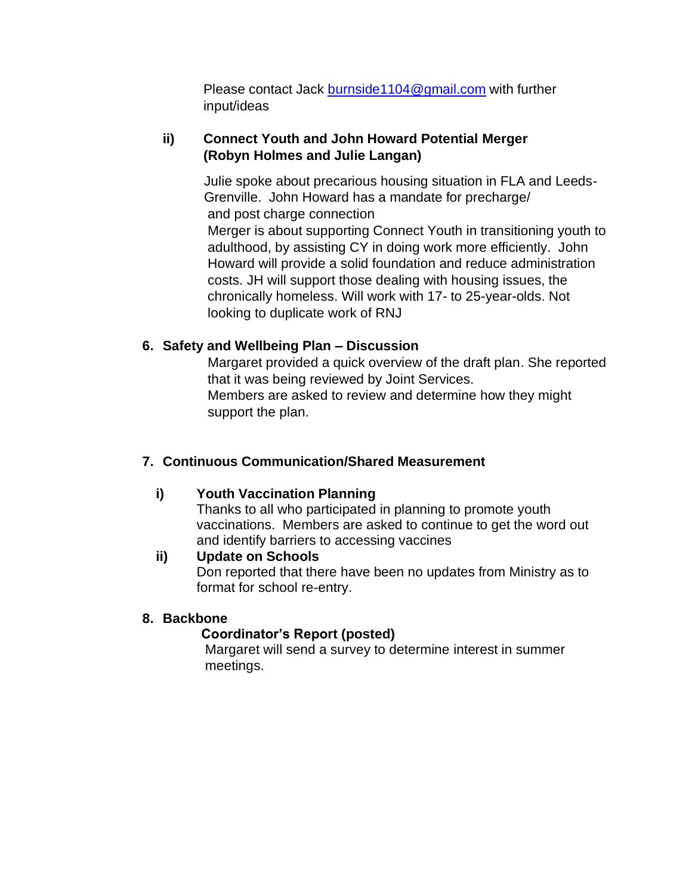Please contact Jack burnside1104@gmail.com with further input/ideas

**ii) Connect Youth and John Howard Potential Merger (Robyn Holmes and Julie Langan)**

Julie spoke about precarious housing situation in FLA and Leeds-Grenville. John Howard has a mandate for precharge/ and post charge connection
Merger is about supporting Connect Youth in transitioning youth to adulthood, by assisting CY in doing work more efficiently. John Howard will provide a solid foundation and reduce administration costs. JH will support those dealing with housing issues, the chronically homeless. Will work with 17- to 25-year-olds. Not looking to duplicate work of RNJ

**6. Safety and Wellbeing Plan – Discussion**

Margaret provided a quick overview of the draft plan. She reported that it was being reviewed by Joint Services.
Members are asked to review and determine how they might support the plan.

**7. Continuous Communication/Shared Measurement**

**i) Youth Vaccination Planning**

Thanks to all who participated in planning to promote youth vaccinations. Members are asked to continue to get the word out and identify barriers to accessing vaccines

**ii) Update on Schools**

Don reported that there have been no updates from Ministry as to format for school re-entry.

**8. Backbone**

**Coordinator's Report (posted)**

Margaret will send a survey to determine interest in summer meetings.